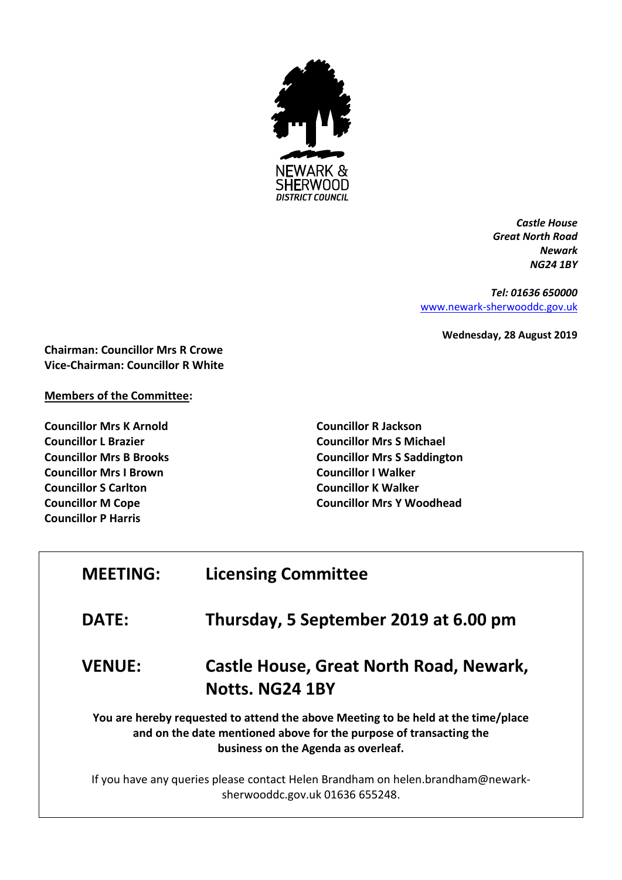NEWARK & SHERWOOD
*DISTRICT COUNCIL*

*Castle House*
*Great North Road*
*Newark*
*NG24 1BY*

*Tel: 01636 650000*
[www.newark-sherwooddc.gov.uk](http://www.newark-sherwooddc.gov.uk)

**Wednesday, 28 August 2019**

**Chairman: Councillor Mrs R Crowe**
**Vice-Chairman: Councillor R White**

**Members of the Committee:**

**Councillor Mrs K Arnold**
**Councillor L Brazier**
**Councillor Mrs B Brooks**
**Councillor Mrs I Brown**
**Councillor S Carlton**
**Councillor M Cope**
**Councillor P Harris**
**Councillor R Jackson**
**Councillor Mrs S Michael**
**Councillor Mrs S Saddington**
**Councillor I Walker**
**Councillor K Walker**
**Councillor Mrs Y Woodhead**

| | |
|---|---|
| **MEETING:** | **Licensing Committee** |
| **DATE:** | **Thursday, 5 September 2019 at 6.00 pm** |
| **VENUE:** | **Castle House, Great North Road, Newark, Notts. NG24 1BY** |

**You are hereby requested to attend the above Meeting to be held at the time/place and on the date mentioned above for the purpose of transacting the business on the Agenda as overleaf.**

If you have any queries please contact Helen Brandham on helen.brandham@newark-sherwooddc.gov.uk 01636 655248.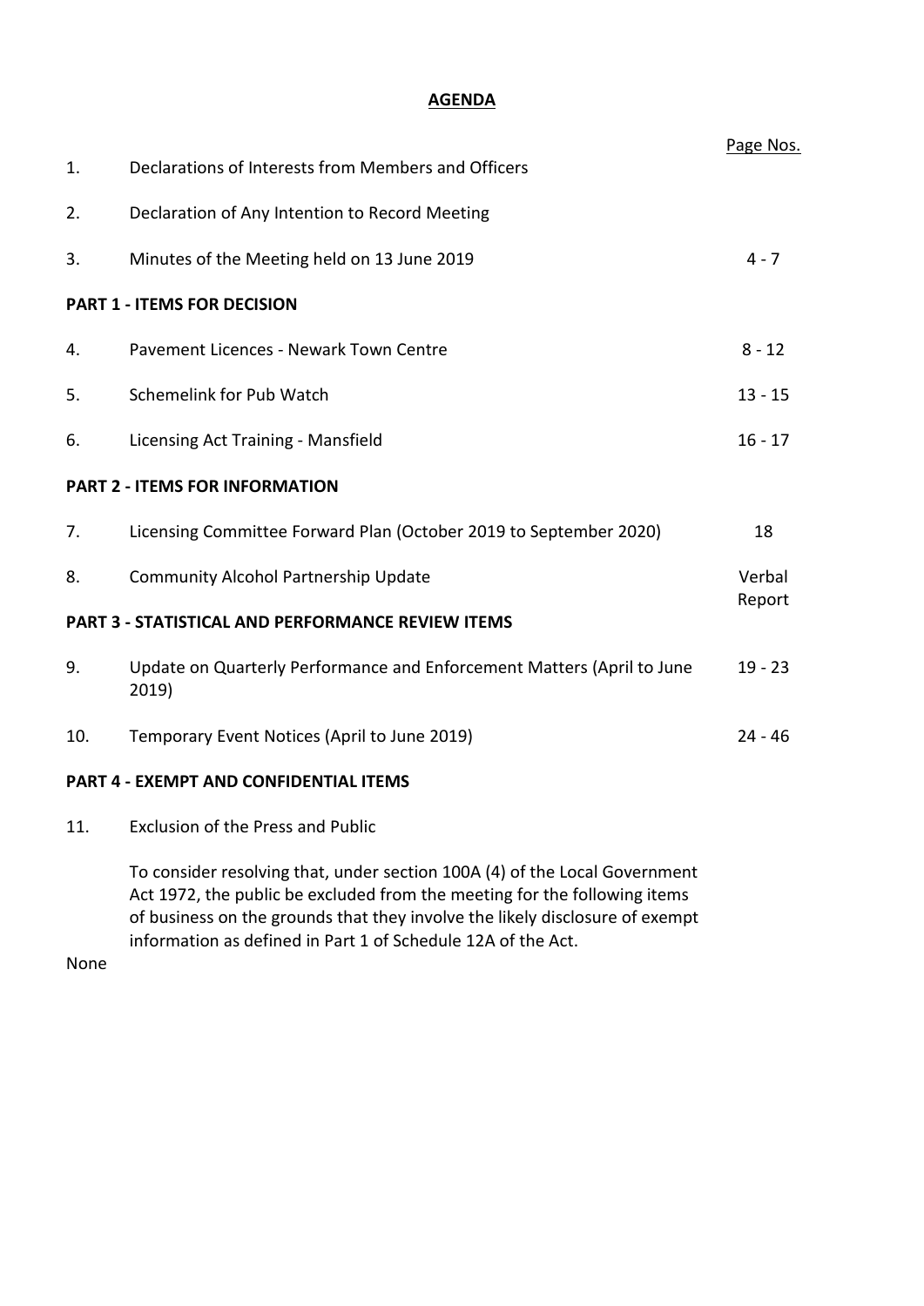# AGENDA

| | | Page Nos. |
|---|---|---|
| 1. | Declarations of Interests from Members and Officers | |
| 2. | Declaration of Any Intention to Record Meeting | |
| 3. | Minutes of the Meeting held on 13 June 2019 | 4 - 7 |
| **PART 1 - ITEMS FOR DECISION** | | |
| 4. | Pavement Licences - Newark Town Centre | 8 - 12 |
| 5. | Schemelink for Pub Watch | 13 - 15 |
| 6. | Licensing Act Training - Mansfield | 16 - 17 |
| **PART 2 - ITEMS FOR INFORMATION** | | |
| 7. | Licensing Committee Forward Plan (October 2019 to September 2020) | 18 |
| 8. | Community Alcohol Partnership Update | Verbal Report |
| **PART 3 - STATISTICAL AND PERFORMANCE REVIEW ITEMS** | | |
| 9. | Update on Quarterly Performance and Enforcement Matters (April to June 2019) | 19 - 23 |
| 10. | Temporary Event Notices (April to June 2019) | 24 - 46 |
| **PART 4 - EXEMPT AND CONFIDENTIAL ITEMS** | | |
| 11. | Exclusion of the Press and Public | |

To consider resolving that, under section 100A (4) of the Local Government Act 1972, the public be excluded from the meeting for the following items of business on the grounds that they involve the likely disclosure of exempt information as defined in Part 1 of Schedule 12A of the Act.

None